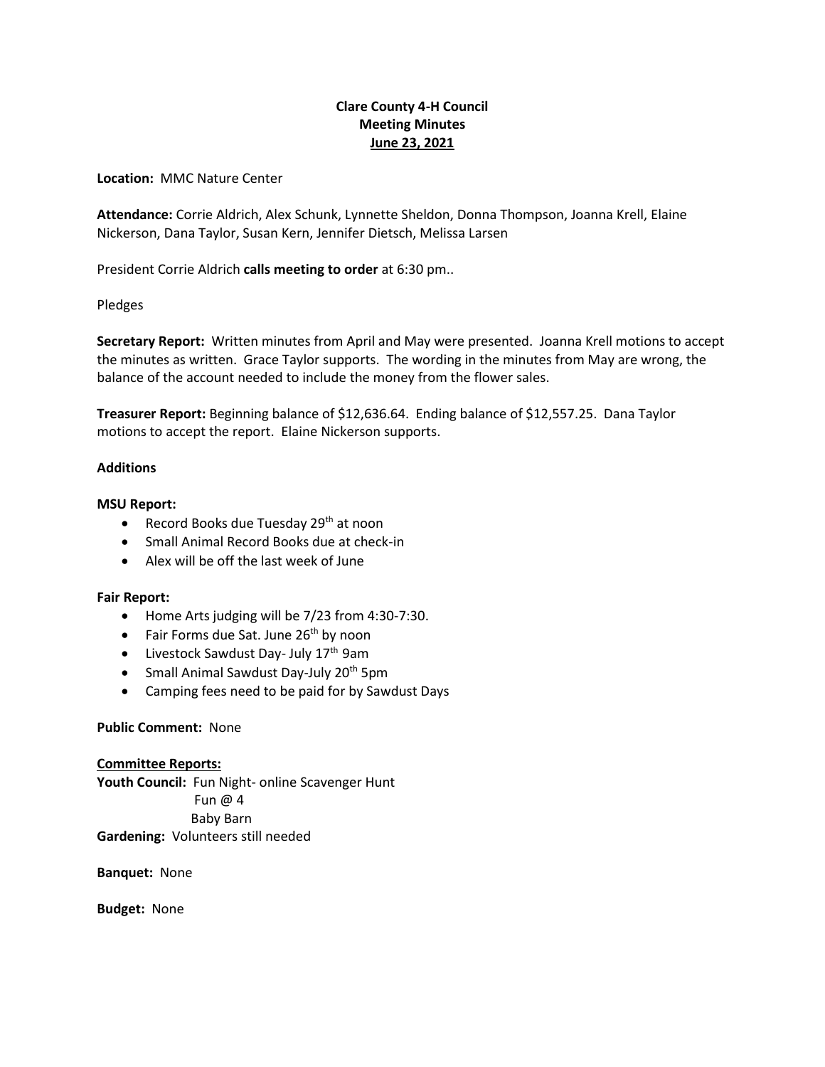**Clare County 4-H Council**
**Meeting Minutes**
**June 23, 2021**

**Location:** MMC Nature Center

**Attendance:** Corrie Aldrich, Alex Schunk, Lynnette Sheldon, Donna Thompson, Joanna Krell, Elaine Nickerson, Dana Taylor, Susan Kern, Jennifer Dietsch, Melissa Larsen

President Corrie Aldrich **calls meeting to order** at 6:30 pm..

Pledges

**Secretary Report:** Written minutes from April and May were presented. Joanna Krell motions to accept the minutes as written. Grace Taylor supports. The wording in the minutes from May are wrong, the balance of the account needed to include the money from the flower sales.

**Treasurer Report:** Beginning balance of $12,636.64. Ending balance of $12,557.25. Dana Taylor motions to accept the report. Elaine Nickerson supports.

**Additions**

**MSU Report:**

- Record Books due Tuesday 29th at noon
- Small Animal Record Books due at check-in
- Alex will be off the last week of June

**Fair Report:**

- Home Arts judging will be 7/23 from 4:30-7:30.
- Fair Forms due Sat. June 26th by noon
- Livestock Sawdust Day- July 17th 9am
- Small Animal Sawdust Day-July 20th 5pm
- Camping fees need to be paid for by Sawdust Days

**Public Comment:** None

**Committee Reports:**

**Youth Council:** Fun Night- online Scavenger Hunt
Fun @ 4
Baby Barn

**Gardening:** Volunteers still needed

**Banquet:** None

**Budget:** None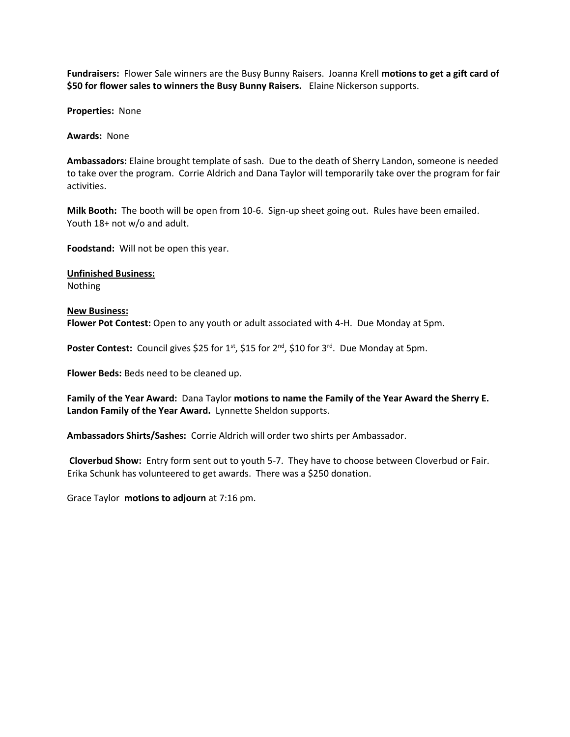**Fundraisers:** Flower Sale winners are the Busy Bunny Raisers. Joanna Krell **motions to get a gift card of $50 for flower sales to winners the Busy Bunny Raisers.** Elaine Nickerson supports.

**Properties:** None

**Awards:** None

**Ambassadors:** Elaine brought template of sash. Due to the death of Sherry Landon, someone is needed to take over the program. Corrie Aldrich and Dana Taylor will temporarily take over the program for fair activities.

**Milk Booth:** The booth will be open from 10-6. Sign-up sheet going out. Rules have been emailed. Youth 18+ not w/o and adult.

**Foodstand:** Will not be open this year.

<u>**Unfinished Business:**</u>
Nothing

<u>**New Business:**</u>
**Flower Pot Contest:** Open to any youth or adult associated with 4-H. Due Monday at 5pm.

**Poster Contest:** Council gives $25 for 1st, $15 for 2nd, $10 for 3rd. Due Monday at 5pm.

**Flower Beds:** Beds need to be cleaned up.

**Family of the Year Award:** Dana Taylor **motions to name the Family of the Year Award the Sherry E. Landon Family of the Year Award.** Lynnette Sheldon supports.

**Ambassadors Shirts/Sashes:** Corrie Aldrich will order two shirts per Ambassador.

**Cloverbud Show:** Entry form sent out to youth 5-7. They have to choose between Cloverbud or Fair. Erika Schunk has volunteered to get awards. There was a $250 donation.

Grace Taylor **motions to adjourn** at 7:16 pm.